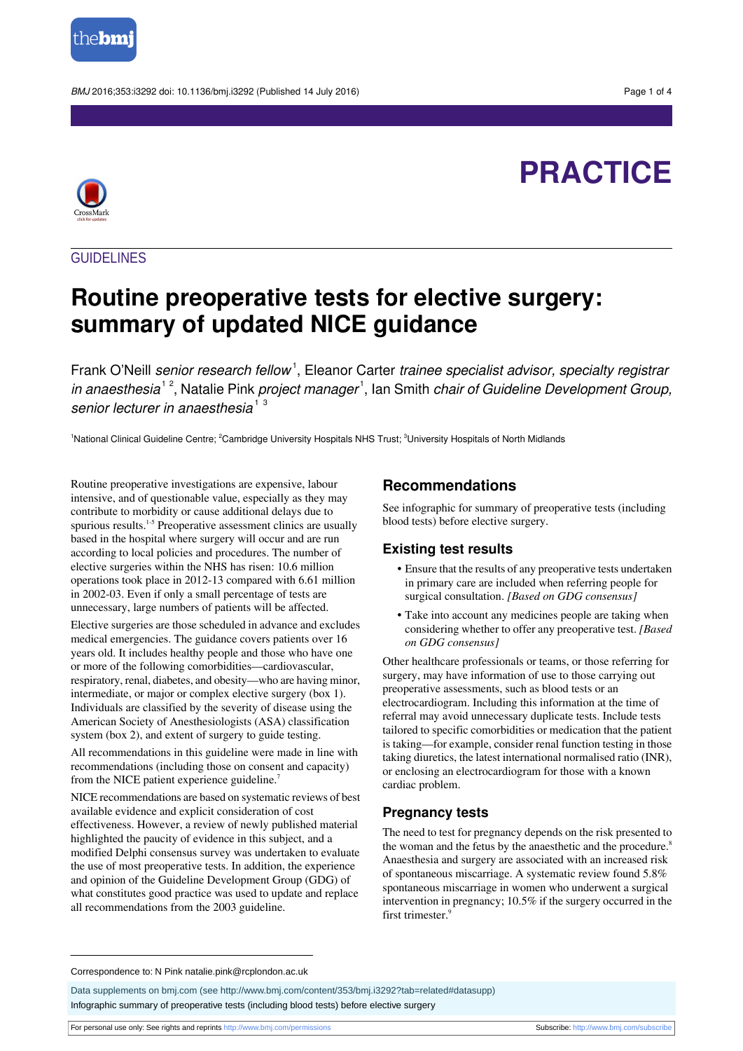PRACTICE

GUIDELINES

# Routine preoperative tests for elective surgery: summary of updated NICE guidance

Frank O'Neill *senior research fellow*[1], Eleanor Carter *trainee specialist advisor, specialty registrar in anaesthesia*[1,2], Natalie Pink *project manager*[1], Ian Smith *chair of Guideline Development Group, senior lecturer in anaesthesia*[1,3]

[1]National Clinical Guideline Centre; [2]Cambridge University Hospitals NHS Trust; [3]University Hospitals of North Midlands

Routine preoperative investigations are expensive, labour intensive, and of questionable value, especially as they may contribute to morbidity or cause additional delays due to spurious results.[1-5] Preoperative assessment clinics are usually based in the hospital where surgery will occur and are run according to local policies and procedures. The number of elective surgeries within the NHS has risen: 10.6 million operations took place in 2012-13 compared with 6.61 million in 2002-03. Even if only a small percentage of tests are unnecessary, large numbers of patients will be affected.

Elective surgeries are those scheduled in advance and excludes medical emergencies. The guidance covers patients over 16 years old. It includes healthy people and those who have one or more of the following comorbidities—cardiovascular, respiratory, renal, diabetes, and obesity—who are having minor, intermediate, or major or complex elective surgery (box 1). Individuals are classified by the severity of disease using the American Society of Anesthesiologists (ASA) classification system (box 2), and extent of surgery to guide testing.

All recommendations in this guideline were made in line with recommendations (including those on consent and capacity) from the NICE patient experience guideline.[7]

NICE recommendations are based on systematic reviews of best available evidence and explicit consideration of cost effectiveness. However, a review of newly published material highlighted the paucity of evidence in this subject, and a modified Delphi consensus survey was undertaken to evaluate the use of most preoperative tests. In addition, the experience and opinion of the Guideline Development Group (GDG) of what constitutes good practice was used to update and replace all recommendations from the 2003 guideline.

## Recommendations

See infographic for summary of preoperative tests (including blood tests) before elective surgery.

## Existing test results

- Ensure that the results of any preoperative tests undertaken in primary care are included when referring people for surgical consultation. *[Based on GDG consensus]*
- Take into account any medicines people are taking when considering whether to offer any preoperative test. *[Based on GDG consensus]*

Other healthcare professionals or teams, or those referring for surgery, may have information of use to those carrying out preoperative assessments, such as blood tests or an electrocardiogram. Including this information at the time of referral may avoid unnecessary duplicate tests. Include tests tailored to specific comorbidities or medication that the patient is taking—for example, consider renal function testing in those taking diuretics, the latest international normalised ratio (INR), or enclosing an electrocardiogram for those with a known cardiac problem.

## Pregnancy tests

The need to test for pregnancy depends on the risk presented to the woman and the fetus by the anaesthetic and the procedure.[8] Anaesthesia and surgery are associated with an increased risk of spontaneous miscarriage. A systematic review found 5.8% spontaneous miscarriage in women who underwent a surgical intervention in pregnancy; 10.5% if the surgery occurred in the first trimester.[9]

Correspondence to: N Pink natalie.pink@rcplondon.ac.uk

Data supplements on bmj.com (see http://www.bmj.com/content/353/bmj.i3292?tab=related#datasupp)
Infographic summary of preoperative tests (including blood tests) before elective surgery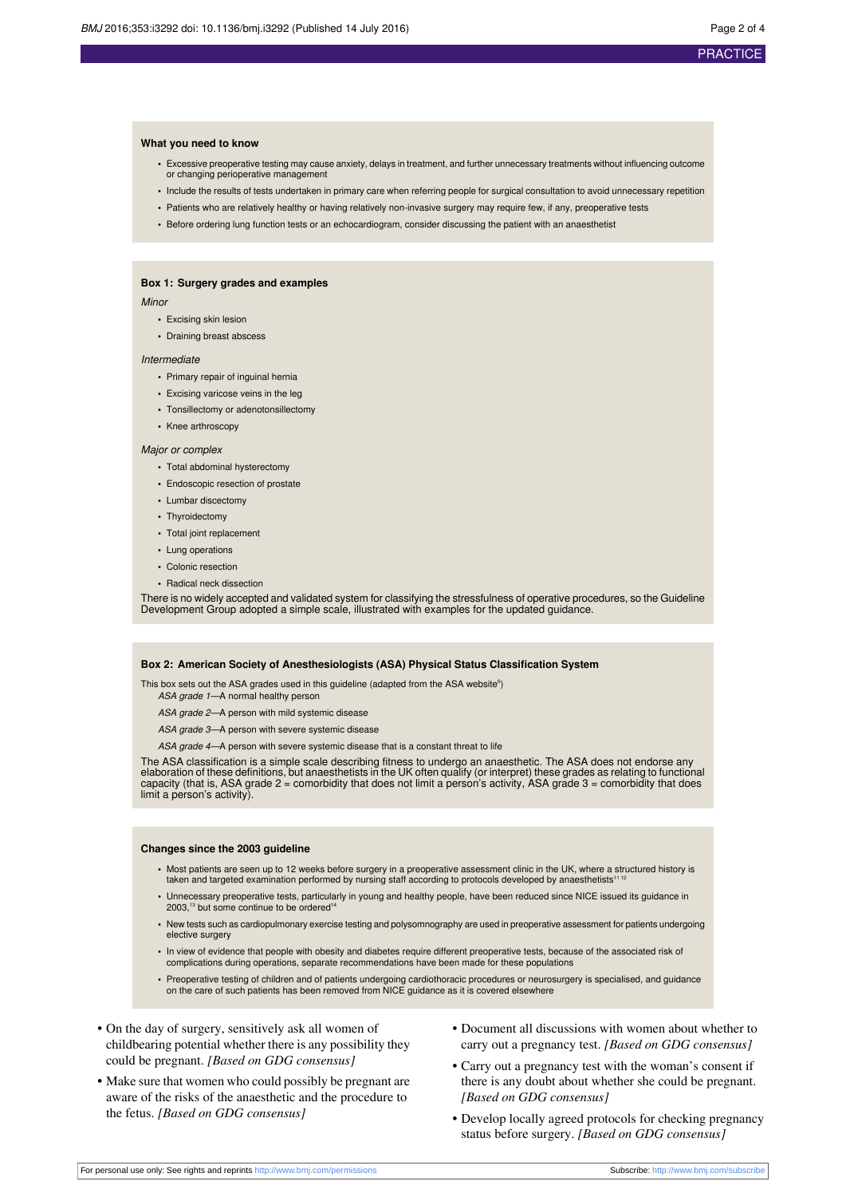### What you need to know

- Excessive preoperative testing may cause anxiety, delays in treatment, and further unnecessary treatments without influencing outcome or changing perioperative management
- Include the results of tests undertaken in primary care when referring people for surgical consultation to avoid unnecessary repetition
- Patients who are relatively healthy or having relatively non-invasive surgery may require few, if any, preoperative tests
- Before ordering lung function tests or an echocardiogram, consider discussing the patient with an anaesthetist

### Box 1: Surgery grades and examples

*Minor*

- Excising skin lesion
- Draining breast abscess

*Intermediate*

- Primary repair of inguinal hernia
- Excising varicose veins in the leg
- Tonsillectomy or adenotonsillectomy
- Knee arthroscopy

*Major or complex*

- Total abdominal hysterectomy
- Endoscopic resection of prostate
- Lumbar discectomy
- Thyroidectomy
- Total joint replacement
- Lung operations
- Colonic resection
- Radical neck dissection

There is no widely accepted and validated system for classifying the stressfulness of operative procedures, so the Guideline Development Group adopted a simple scale, illustrated with examples for the updated guidance.

### Box 2: American Society of Anesthesiologists (ASA) Physical Status Classification System

This box sets out the ASA grades used in this guideline (adapted from the ASA website[6])

*ASA grade 1*—A normal healthy person

*ASA grade 2*—A person with mild systemic disease

*ASA grade 3*—A person with severe systemic disease

*ASA grade 4*—A person with severe systemic disease that is a constant threat to life

The ASA classification is a simple scale describing fitness to undergo an anaesthetic. The ASA does not endorse any elaboration of these definitions, but anaesthetists in the UK often qualify (or interpret) these grades as relating to functional capacity (that is, ASA grade 2 = comorbidity that does not limit a person's activity, ASA grade 3 = comorbidity that does limit a person's activity).

### Changes since the 2003 guideline

- Most patients are seen up to 12 weeks before surgery in a preoperative assessment clinic in the UK, where a structured history is taken and targeted examination performed by nursing staff according to protocols developed by anaesthetists[11,12]
- Unnecessary preoperative tests, particularly in young and healthy people, have been reduced since NICE issued its guidance in 2003,[13] but some continue to be ordered[14]
- New tests such as cardiopulmonary exercise testing and polysomnography are used in preoperative assessment for patients undergoing elective surgery
- In view of evidence that people with obesity and diabetes require different preoperative tests, because of the associated risk of complications during operations, separate recommendations have been made for these populations
- Preoperative testing of children and of patients undergoing cardiothoracic procedures or neurosurgery is specialised, and guidance on the care of such patients has been removed from NICE guidance as it is covered elsewhere

- On the day of surgery, sensitively ask all women of childbearing potential whether there is any possibility they could be pregnant. *[Based on GDG consensus]*
- Make sure that women who could possibly be pregnant are aware of the risks of the anaesthetic and the procedure to the fetus. *[Based on GDG consensus]*
- Document all discussions with women about whether to carry out a pregnancy test. *[Based on GDG consensus]*
- Carry out a pregnancy test with the woman's consent if there is any doubt about whether she could be pregnant. *[Based on GDG consensus]*
- Develop locally agreed protocols for checking pregnancy status before surgery. *[Based on GDG consensus]*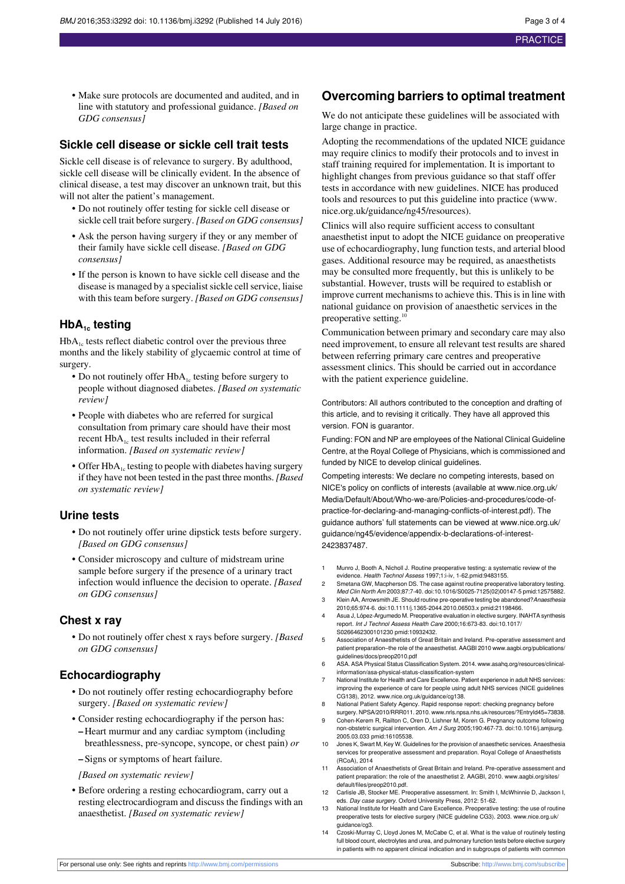- Make sure protocols are documented and audited, and in line with statutory and professional guidance. *[Based on GDG consensus]*

### Sickle cell disease or sickle cell trait tests

Sickle cell disease is of relevance to surgery. By adulthood, sickle cell disease will be clinically evident. In the absence of clinical disease, a test may discover an unknown trait, but this will not alter the patient's management.

- Do not routinely offer testing for sickle cell disease or sickle cell trait before surgery. *[Based on GDG consensus]*
- Ask the person having surgery if they or any member of their family have sickle cell disease. *[Based on GDG consensus]*
- If the person is known to have sickle cell disease and the disease is managed by a specialist sickle cell service, liaise with this team before surgery. *[Based on GDG consensus]*

### $HbA_{1c}$ testing

$HbA_{1c}$ tests reflect diabetic control over the previous three months and the likely stability of glycaemic control at time of surgery.

- Do not routinely offer $HbA_{1c}$ testing before surgery to people without diagnosed diabetes. *[Based on systematic review]*
- People with diabetes who are referred for surgical consultation from primary care should have their most recent $HbA_{1c}$ test results included in their referral information. *[Based on systematic review]*
- Offer $HbA_{1c}$ testing to people with diabetes having surgery if they have not been tested in the past three months. *[Based on systematic review]*

### Urine tests

- Do not routinely offer urine dipstick tests before surgery. *[Based on GDG consensus]*
- Consider microscopy and culture of midstream urine sample before surgery if the presence of a urinary tract infection would influence the decision to operate. *[Based on GDG consensus]*

### Chest x ray

- Do not routinely offer chest x rays before surgery. *[Based on GDG consensus]*

### Echocardiography

- Do not routinely offer resting echocardiography before surgery. *[Based on systematic review]*
- Consider resting echocardiography if the person has:
  - Heart murmur and any cardiac symptom (including breathlessness, pre-syncope, syncope, or chest pain) *or*
  - Signs or symptoms of heart failure.

  *[Based on systematic review]*
- Before ordering a resting echocardiogram, carry out a resting electrocardiogram and discuss the findings with an anaesthetist. *[Based on systematic review]*

## Overcoming barriers to optimal treatment

We do not anticipate these guidelines will be associated with large change in practice.

Adopting the recommendations of the updated NICE guidance may require clinics to modify their protocols and to invest in staff training required for implementation. It is important to highlight changes from previous guidance so that staff offer tests in accordance with new guidelines. NICE has produced tools and resources to put this guideline into practice (www.nice.org.uk/guidance/ng45/resources).

Clinics will also require sufficient access to consultant anaesthetist input to adopt the NICE guidance on preoperative use of echocardiography, lung function tests, and arterial blood gases. Additional resource may be required, as anaesthetists may be consulted more frequently, but this is unlikely to be substantial. However, trusts will be required to establish or improve current mechanisms to achieve this. This is in line with national guidance on provision of anaesthetic services in the preoperative setting.[10]

Communication between primary and secondary care may also need improvement, to ensure all relevant test results are shared between referring primary care centres and preoperative assessment clinics. This should be carried out in accordance with the patient experience guideline.

Contributors: All authors contributed to the conception and drafting of this article, and to revising it critically. They have all approved this version. FON is guarantor.

Funding: FON and NP are employees of the National Clinical Guideline Centre, at the Royal College of Physicians, which is commissioned and funded by NICE to develop clinical guidelines.

Competing interests: We declare no competing interests, based on NICE's policy on conflicts of interests (available at www.nice.org.uk/Media/Default/About/Who-we-are/Policies-and-procedures/code-of-practice-for-declaring-and-managing-conflicts-of-interest.pdf). The guidance authors' full statements can be viewed at www.nice.org.uk/guidance/ng45/evidence/appendix-b-declarations-of-interest-2423837487.

1. Munro J, Booth A, Nicholl J. Routine preoperative testing: a systematic review of the evidence. *Health Technol Assess* 1997;1:i-iv, 1-62.pmid:9483155.
2. Smetana GW, Macpherson DS. The case against routine preoperative laboratory testing. *Med Clin North Am* 2003;87:7-40. doi:10.1016/S0025-7125(02)00147-5 pmid:12575882.
3. Klein AA, Arrowsmith JE. Should routine pre-operative testing be abandoned? *Anaesthesia* 2010;65:974-6. doi:10.1111/j.1365-2044.2010.06503.x pmid:21198466.
4. Asua J, López-Argumedo M. Preoperative evaluation in elective surgery. INAHTA synthesis report. *Int J Technol Assess Health Care* 2000;16:673-83. doi:10.1017/S0266462300101230 pmid:10932432.
5. Association of Anaesthetists of Great Britain and Ireland. Pre-operative assessment and patient preparation–the role of the anaesthetist. AAGBI 2010 www.aagbi.org/publications/guidelines/docs/preop2010.pdf
6. ASA. ASA Physical Status Classification System. 2014. www.asahq.org/resources/clinical-information/asa-physical-status-classification-system
7. National Institute for Health and Care Excellence. Patient experience in adult NHS services: improving the experience of care for people using adult NHS services (NICE guidelines CG138), 2012. www.nice.org.uk/guidance/cg138.
8. National Patient Safety Agency. Rapid response report: checking pregnancy before surgery. NPSA/2010/RRR011. 2010. www.nrls.npsa.nhs.uk/resources/?EntryId45=73838.
9. Cohen-Kerem R, Railton C, Oren D, Lishner M, Koren G. Pregnancy outcome following non-obstetric surgical intervention. *Am J Surg* 2005;190:467-73. doi:10.1016/j.amjsurg.2005.03.033 pmid:16105538.
10. Jones K, Swart M, Key W. Guidelines for the provision of anaesthetic services. Anaesthesia services for preoperative assessment and preparation. Royal College of Anaesthetists (RCoA), 2014
11. Association of Anaesthetists of Great Britain and Ireland. Pre-operative assessment and patient preparation: the role of the anaesthetist 2. AAGBI, 2010. www.aagbi.org/sites/default/files/preop2010.pdf.
12. Carlisle JB, Stocker ME. Preoperative assessment. In: Smith I, McWhinnie D, Jackson I, eds. *Day case surgery*. Oxford University Press, 2012: 51-62.
13. National Institute for Health and Care Excellence. Preoperative testing: the use of routine preoperative tests for elective surgery (NICE guideline CG3). 2003. www.nice.org.uk/guidance/cg3.
14. Czoski-Murray C, Lloyd Jones M, McCabe C, et al. What is the value of routinely testing full blood count, electrolytes and urea, and pulmonary function tests before elective surgery in patients with no apparent clinical indication and in subgroups of patients with common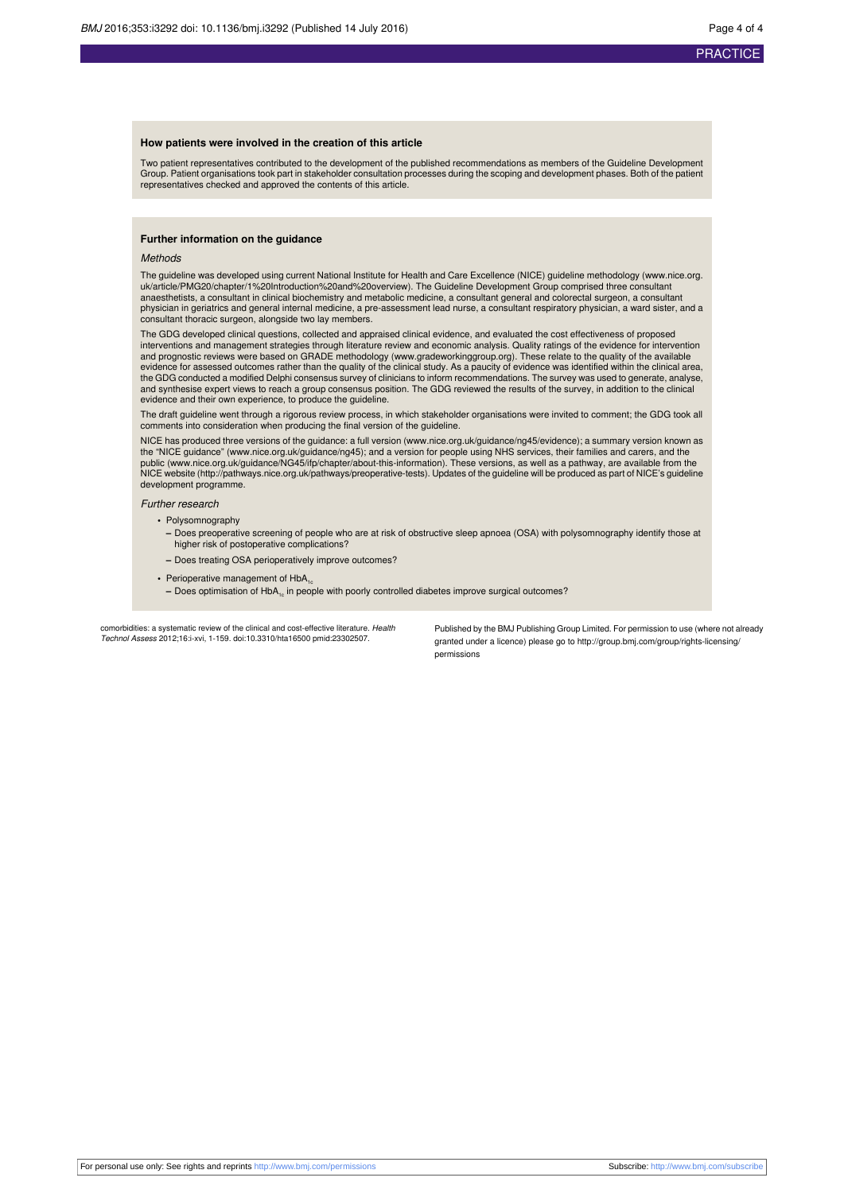### How patients were involved in the creation of this article

Two patient representatives contributed to the development of the published recommendations as members of the Guideline Development Group. Patient organisations took part in stakeholder consultation processes during the scoping and development phases. Both of the patient representatives checked and approved the contents of this article.

### Further information on the guidance

*Methods*

The guideline was developed using current National Institute for Health and Care Excellence (NICE) guideline methodology (www.nice.org.uk/article/PMG20/chapter/1%20Introduction%20and%20overview). The Guideline Development Group comprised three consultant anaesthetists, a consultant in clinical biochemistry and metabolic medicine, a consultant general and colorectal surgeon, a consultant physician in geriatrics and general internal medicine, a pre-assessment lead nurse, a consultant respiratory physician, a ward sister, and a consultant thoracic surgeon, alongside two lay members.

The GDG developed clinical questions, collected and appraised clinical evidence, and evaluated the cost effectiveness of proposed interventions and management strategies through literature review and economic analysis. Quality ratings of the evidence for intervention and prognostic reviews were based on GRADE methodology (www.gradeworkinggroup.org). These relate to the quality of the available evidence for assessed outcomes rather than the quality of the clinical study. As a paucity of evidence was identified within the clinical area, the GDG conducted a modified Delphi consensus survey of clinicians to inform recommendations. The survey was used to generate, analyse, and synthesise expert views to reach a group consensus position. The GDG reviewed the results of the survey, in addition to the clinical evidence and their own experience, to produce the guideline.

The draft guideline went through a rigorous review process, in which stakeholder organisations were invited to comment; the GDG took all comments into consideration when producing the final version of the guideline.

NICE has produced three versions of the guidance: a full version (www.nice.org.uk/guidance/ng45/evidence); a summary version known as the "NICE guidance" (www.nice.org.uk/guidance/ng45); and a version for people using NHS services, their families and carers, and the public (www.nice.org.uk/guidance/NG45/ifp/chapter/about-this-information). These versions, as well as a pathway, are available from the NICE website (http://pathways.nice.org.uk/pathways/preoperative-tests). Updates of the guideline will be produced as part of NICE's guideline development programme.

*Further research*

- Polysomnography
  - Does preoperative screening of people who are at risk of obstructive sleep apnoea (OSA) with polysomnography identify those at higher risk of postoperative complications?
  - Does treating OSA perioperatively improve outcomes?
- Perioperative management of $HbA_{1c}$
  - Does optimisation of $HbA_{1c}$ in people with poorly controlled diabetes improve surgical outcomes?

comorbidities: a systematic review of the clinical and cost-effective literature. *Health Technol Assess* 2012;16:i-xvi, 1-159. doi:10.3310/hta16500 pmid:23302507.

Published by the BMJ Publishing Group Limited. For permission to use (where not already granted under a licence) please go to http://group.bmj.com/group/rights-licensing/permissions